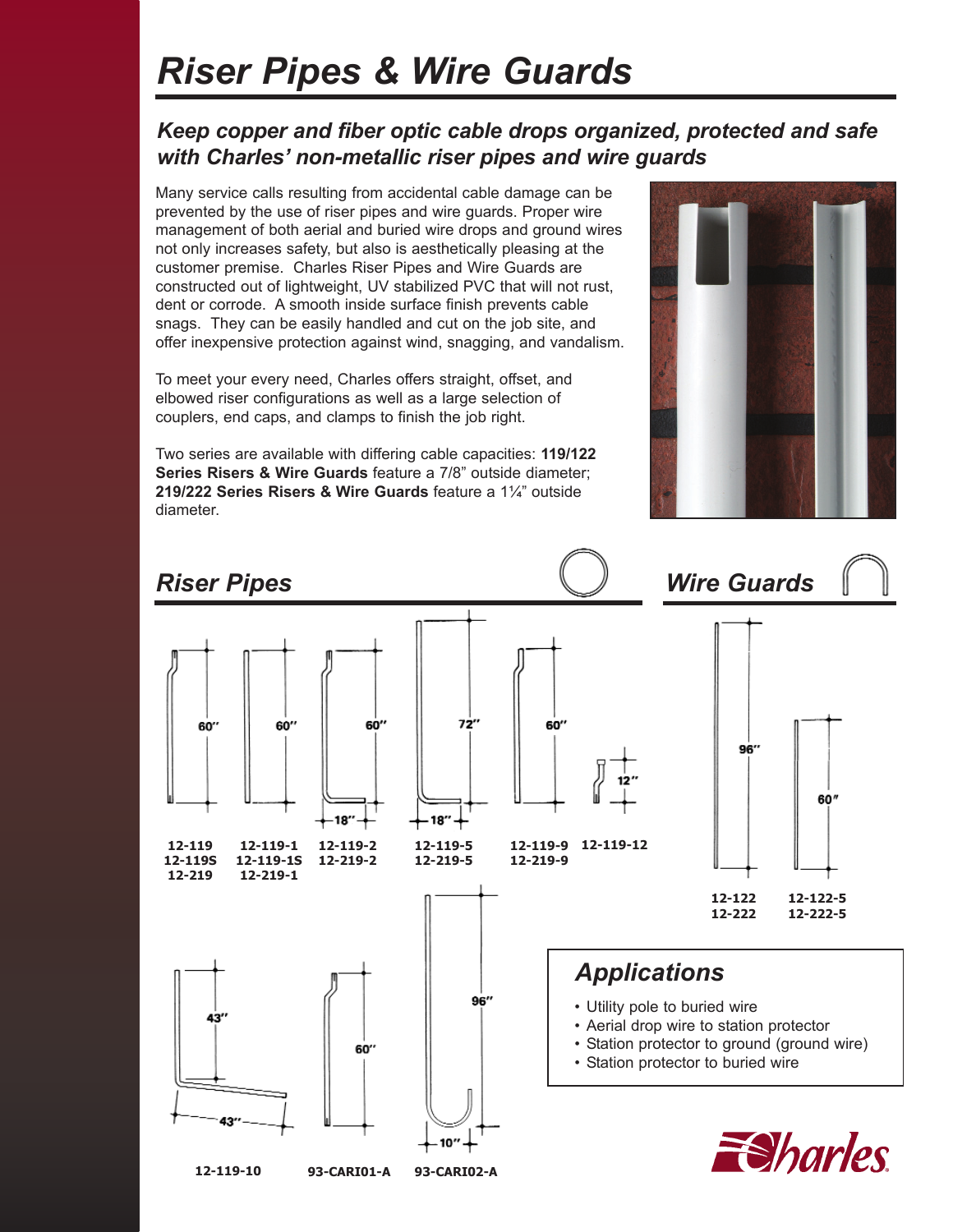# Riser Pipes & Wire Guards

## *Keep copper and fiber optic cable drops organized, protected and safe with Charles' non-metallic riser pipes and wire guards*

Many service calls resulting from accidental cable damage can be prevented by the use of riser pipes and wire guards. Proper wire management of both aerial and buried wire drops and ground wires not only increases safety, but also is aesthetically pleasing at the customer premise. Charles Riser Pipes and Wire Guards are constructed out of lightweight, UV stabilized PVC that will not rust, dent or corrode. A smooth inside surface finish prevents cable snags. They can be easily handled and cut on the job site, and offer inexpensive protection against wind, snagging, and vandalism.

To meet your every need, Charles offers straight, offset, and elbowed riser configurations as well as a large selection of couplers, end caps, and clamps to finish the job right.

Two series are available with differing cable capacities: **119/122 Series Risers & Wire Guards** feature a 7/8" outside diameter; **219/222 Series Risers & Wire Guards** feature a 1¼" outside diameter.

## *Riser Pipes*

60"
**12-119**
**12-119S**
**12-219**

60"
**12-119-1**
**12-119-1S**
**12-219-1**

60" / 18"
**12-119-2**
**12-219-2**

72" / 18"
**12-119-5**
**12-219-5**

60"
**12-119-9**
**12-219-9**

12"
**12-119-12**

43" / 43"
**12-119-10**

60"
**93-CARI01-A**

96" / 10"
**93-CARI02-A**

## *Wire Guards*

96"
**12-122**
**12-222**

60"
**12-122-5**
**12-222-5**

## *Applications*

- Utility pole to buried wire
- Aerial drop wire to station protector
- Station protector to ground (ground wire)
- Station protector to buried wire

Charles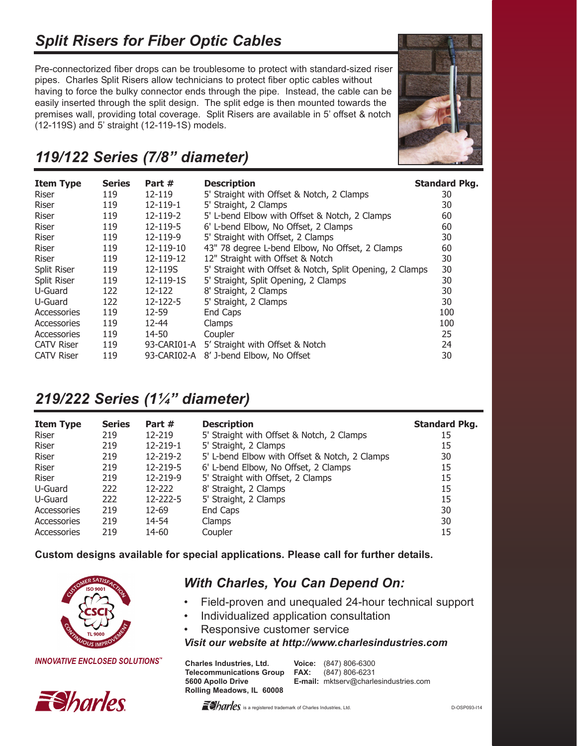## *Split Risers for Fiber Optic Cables*

Pre-connectorized fiber drops can be troublesome to protect with standard-sized riser pipes. Charles Split Risers allow technicians to protect fiber optic cables without having to force the bulky connector ends through the pipe. Instead, the cable can be easily inserted through the split design. The split edge is then mounted towards the premises wall, providing total coverage. Split Risers are available in 5' offset & notch (12-119S) and 5' straight (12-119-1S) models.

## *119/122 Series (7/8" diameter)*

| Item Type | Series | Part # | Description | Standard Pkg. |
|---|---|---|---|---|
| Riser | 119 | 12-119 | 5' Straight with Offset & Notch, 2 Clamps | 30 |
| Riser | 119 | 12-119-1 | 5' Straight, 2 Clamps | 30 |
| Riser | 119 | 12-119-2 | 5' L-bend Elbow with Offset & Notch, 2 Clamps | 60 |
| Riser | 119 | 12-119-5 | 6' L-bend Elbow, No Offset, 2 Clamps | 60 |
| Riser | 119 | 12-119-9 | 5' Straight with Offset, 2 Clamps | 30 |
| Riser | 119 | 12-119-10 | 43" 78 degree L-bend Elbow, No Offset, 2 Clamps | 60 |
| Riser | 119 | 12-119-12 | 12" Straight with Offset & Notch | 30 |
| Split Riser | 119 | 12-119S | 5' Straight with Offset & Notch, Split Opening, 2 Clamps | 30 |
| Split Riser | 119 | 12-119-1S | 5' Straight, Split Opening, 2 Clamps | 30 |
| U-Guard | 122 | 12-122 | 8' Straight, 2 Clamps | 30 |
| U-Guard | 122 | 12-122-5 | 5' Straight, 2 Clamps | 30 |
| Accessories | 119 | 12-59 | End Caps | 100 |
| Accessories | 119 | 12-44 | Clamps | 100 |
| Accessories | 119 | 14-50 | Coupler | 25 |
| CATV Riser | 119 | 93-CARI01-A | 5' Straight with Offset & Notch | 24 |
| CATV Riser | 119 | 93-CARI02-A | 8' J-bend Elbow, No Offset | 30 |

## *219/222 Series (1¼" diameter)*

| Item Type | Series | Part # | Description | Standard Pkg. |
|---|---|---|---|---|
| Riser | 219 | 12-219 | 5' Straight with Offset & Notch, 2 Clamps | 15 |
| Riser | 219 | 12-219-1 | 5' Straight, 2 Clamps | 15 |
| Riser | 219 | 12-219-2 | 5' L-bend Elbow with Offset & Notch, 2 Clamps | 30 |
| Riser | 219 | 12-219-5 | 6' L-bend Elbow, No Offset, 2 Clamps | 15 |
| Riser | 219 | 12-219-9 | 5' Straight with Offset, 2 Clamps | 15 |
| U-Guard | 222 | 12-222 | 8' Straight, 2 Clamps | 15 |
| U-Guard | 222 | 12-222-5 | 5' Straight, 2 Clamps | 15 |
| Accessories | 219 | 12-69 | End Caps | 30 |
| Accessories | 219 | 14-54 | Clamps | 30 |
| Accessories | 219 | 14-60 | Coupler | 15 |

**Custom designs available for special applications. Please call for further details.**

CUSTOMER SATISFACTION ISO 9001 CSCI TL 9000 CONTINUOUS IMPROVEMENT

***INNOVATIVE ENCLOSED SOLUTIONS™***

Charles

### *With Charles, You Can Depend On:*

- Field-proven and unequaled 24-hour technical support
- Individualized application consultation
- Responsive customer service

***Visit our website at http://www.charlesindustries.com***

**Charles Industries, Ltd.**
**Telecommunications Group**
**5600 Apollo Drive**
**Rolling Meadows, IL 60008**

**Voice:** (847) 806-6300
**FAX:** (847) 806-6231
**E-mail:** mktserv@charlesindustries.com

Charles is a registered trademark of Charles Industries, Ltd.

D-OSP093-I14